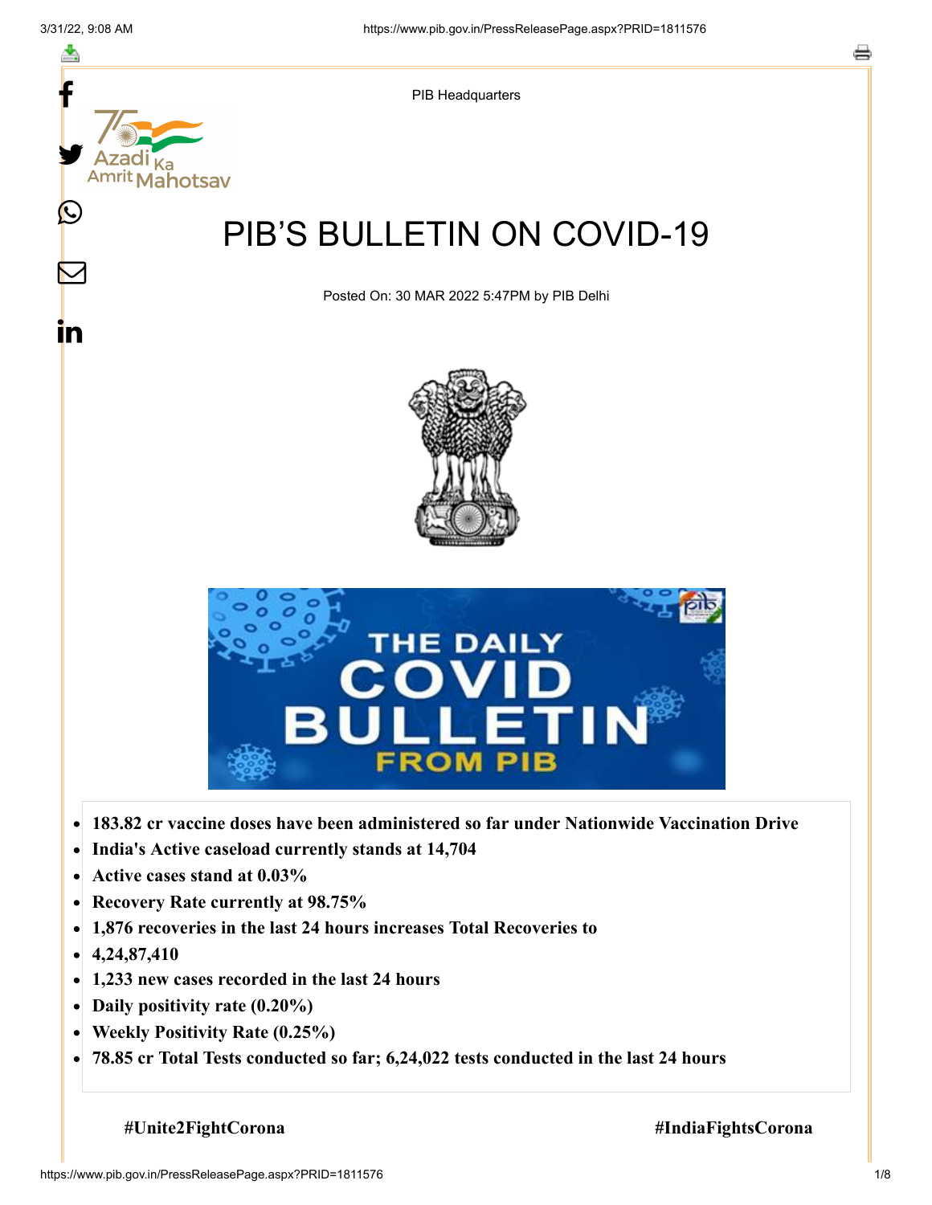PIB Headquarters

# PIB'S BULLETIN ON COVID-19

Posted On: 30 MAR 2022 5:47PM by PIB Delhi

- **183.82 cr vaccine doses have been administered so far under Nationwide Vaccination Drive**
- **India's Active caseload currently stands at 14,704**
- **Active cases stand at 0.03%**
- **Recovery Rate currently at 98.75%**
- **1,876 recoveries in the last 24 hours increases Total Recoveries to**
- **4,24,87,410**
- **1,233 new cases recorded in the last 24 hours**
- **Daily positivity rate (0.20%)**
- **Weekly Positivity Rate (0.25%)**
- **78.85 cr Total Tests conducted so far; 6,24,022 tests conducted in the last 24 hours**

**#Unite2FightCorona** **#IndiaFightsCorona**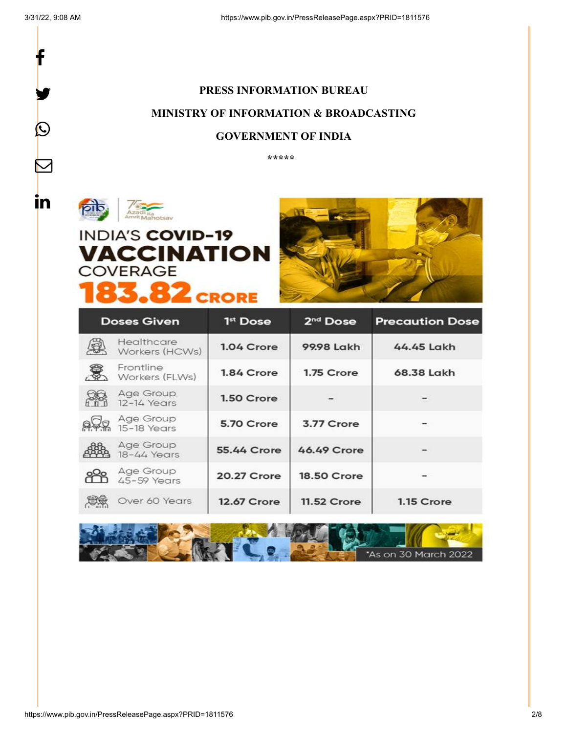**PRESS INFORMATION BUREAU**

**MINISTRY OF INFORMATION & BROADCASTING**

**GOVERNMENT OF INDIA**

*****

INDIA'S **COVID-19 VACCINATION** COVERAGE

**183.82 CRORE**

| Doses Given | 1st Dose | 2nd Dose | Precaution Dose |
|---|---|---|---|
| Healthcare Workers (HCWs) | 1.04 Crore | 99.98 Lakh | 44.45 Lakh |
| Frontline Workers (FLWs) | 1.84 Crore | 1.75 Crore | 68.38 Lakh |
| Age Group 12-14 Years | 1.50 Crore | - | - |
| Age Group 15-18 Years | 5.70 Crore | 3.77 Crore | - |
| Age Group 18-44 Years | 55.44 Crore | 46.49 Crore | - |
| Age Group 45-59 Years | 20.27 Crore | 18.50 Crore | - |
| Over 60 Years | 12.67 Crore | 11.52 Crore | 1.15 Crore |

*As on 30 March 2022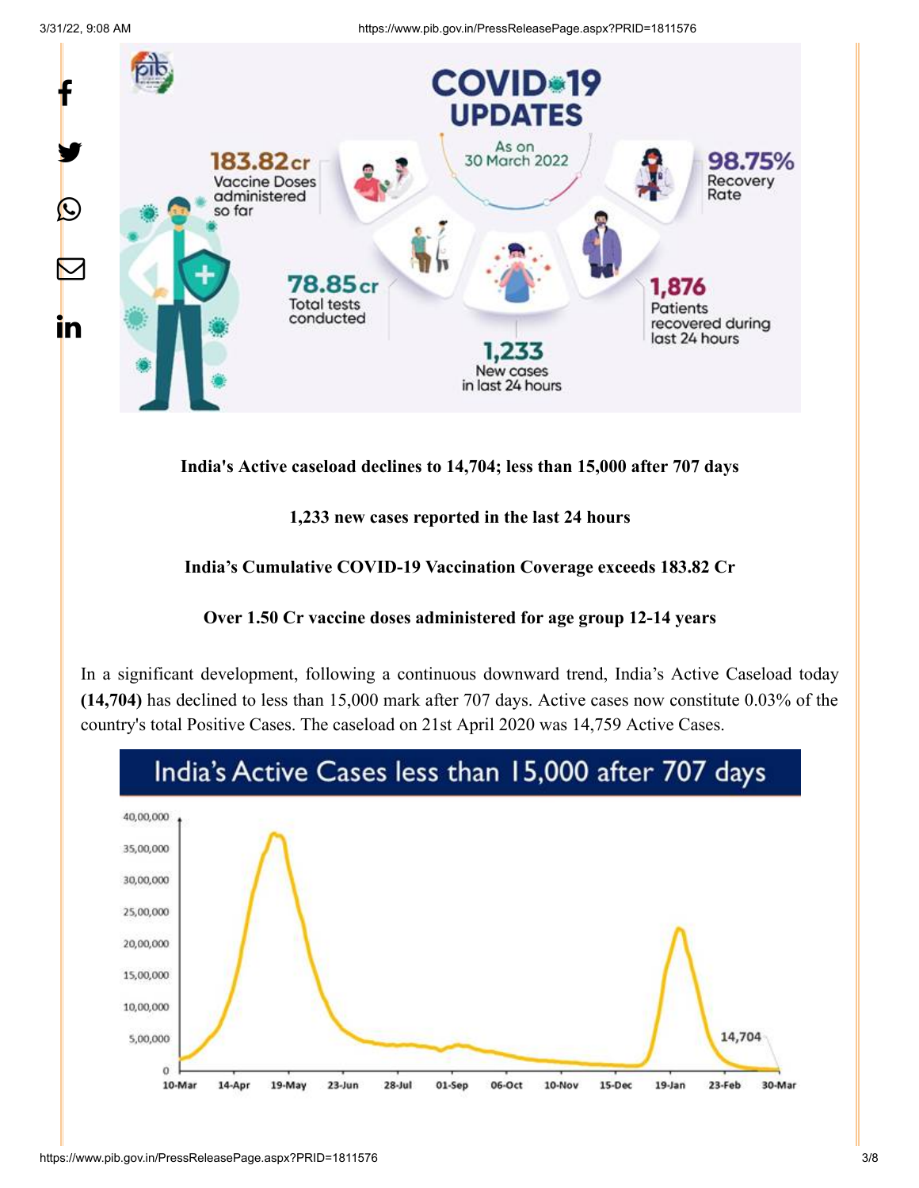**India's Active caseload declines to 14,704; less than 15,000 after 707 days**

**1,233 new cases reported in the last 24 hours**

**India's Cumulative COVID-19 Vaccination Coverage exceeds 183.82 Cr**

**Over 1.50 Cr vaccine doses administered for age group 12-14 years**

In a significant development, following a continuous downward trend, India's Active Caseload today **(14,704)** has declined to less than 15,000 mark after 707 days. Active cases now constitute 0.03% of the country's total Positive Cases. The caseload on 21st April 2020 was 14,759 Active Cases.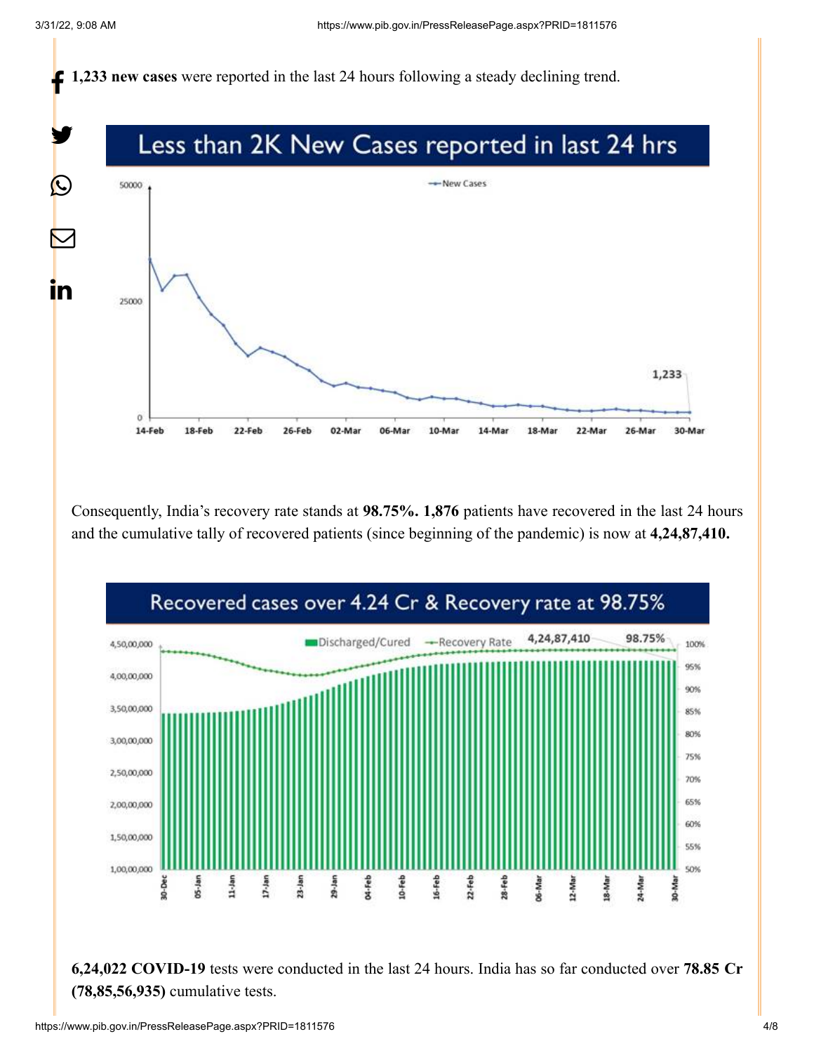**1,233 new cases** were reported in the last 24 hours following a steady declining trend.

Less than 2K New Cases reported in last 24 hrs

Consequently, India's recovery rate stands at **98.75%. 1,876** patients have recovered in the last 24 hours and the cumulative tally of recovered patients (since beginning of the pandemic) is now at **4,24,87,410.**

Recovered cases over 4.24 Cr & Recovery rate at 98.75%

**6,24,022 COVID-19** tests were conducted in the last 24 hours. India has so far conducted over **78.85 Cr (78,85,56,935)** cumulative tests.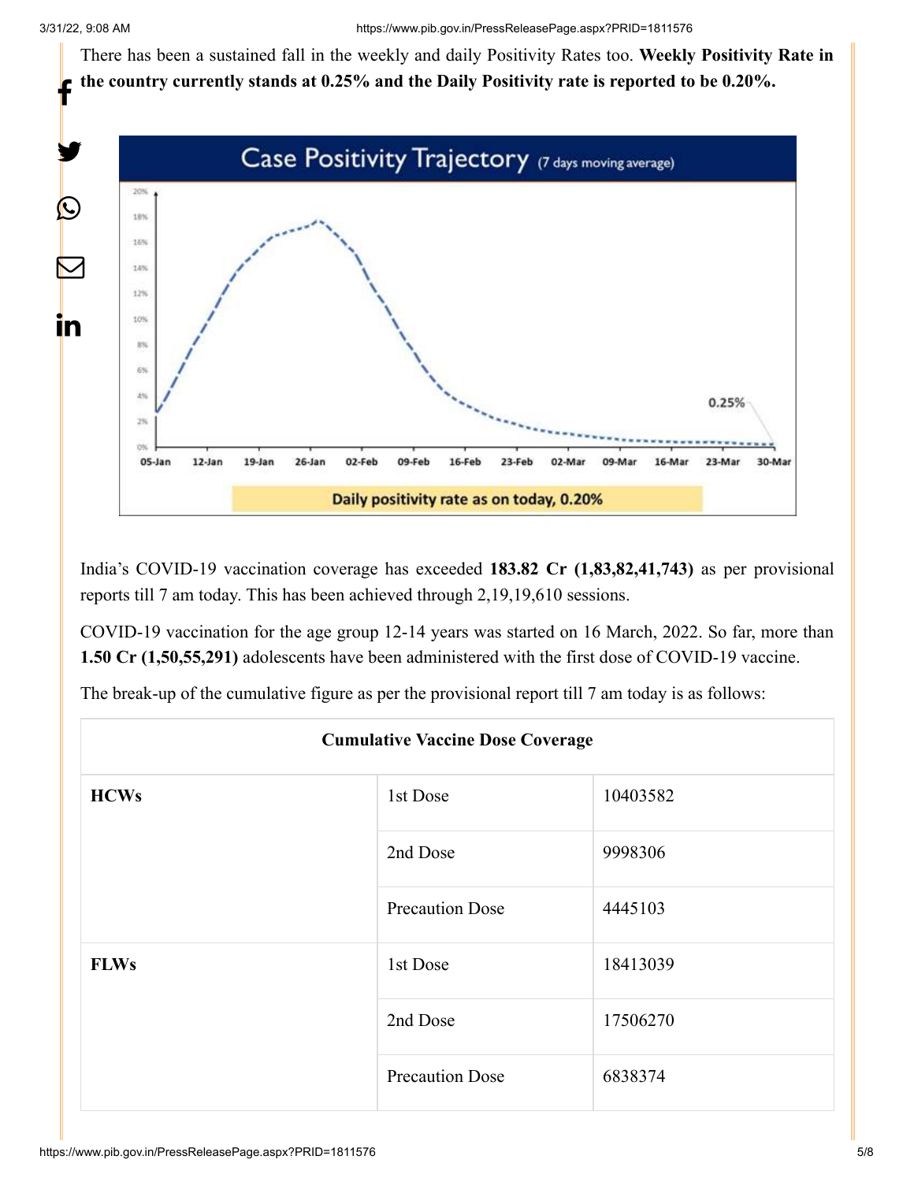There has been a sustained fall in the weekly and daily Positivity Rates too. **Weekly Positivity Rate in the country currently stands at 0.25% and the Daily Positivity rate is reported to be 0.20%.**

India's COVID-19 vaccination coverage has exceeded **183.82 Cr (1,83,82,41,743)** as per provisional reports till 7 am today. This has been achieved through 2,19,19,610 sessions.

COVID-19 vaccination for the age group 12-14 years was started on 16 March, 2022. So far, more than **1.50 Cr (1,50,55,291)** adolescents have been administered with the first dose of COVID-19 vaccine.

The break-up of the cumulative figure as per the provisional report till 7 am today is as follows:

| **Cumulative Vaccine Dose Coverage** | | |
|---|---|---|
| **HCWs** | 1st Dose | 10403582 |
| | 2nd Dose | 9998306 |
| | Precaution Dose | 4445103 |
| **FLWs** | 1st Dose | 18413039 |
| | 2nd Dose | 17506270 |
| | Precaution Dose | 6838374 |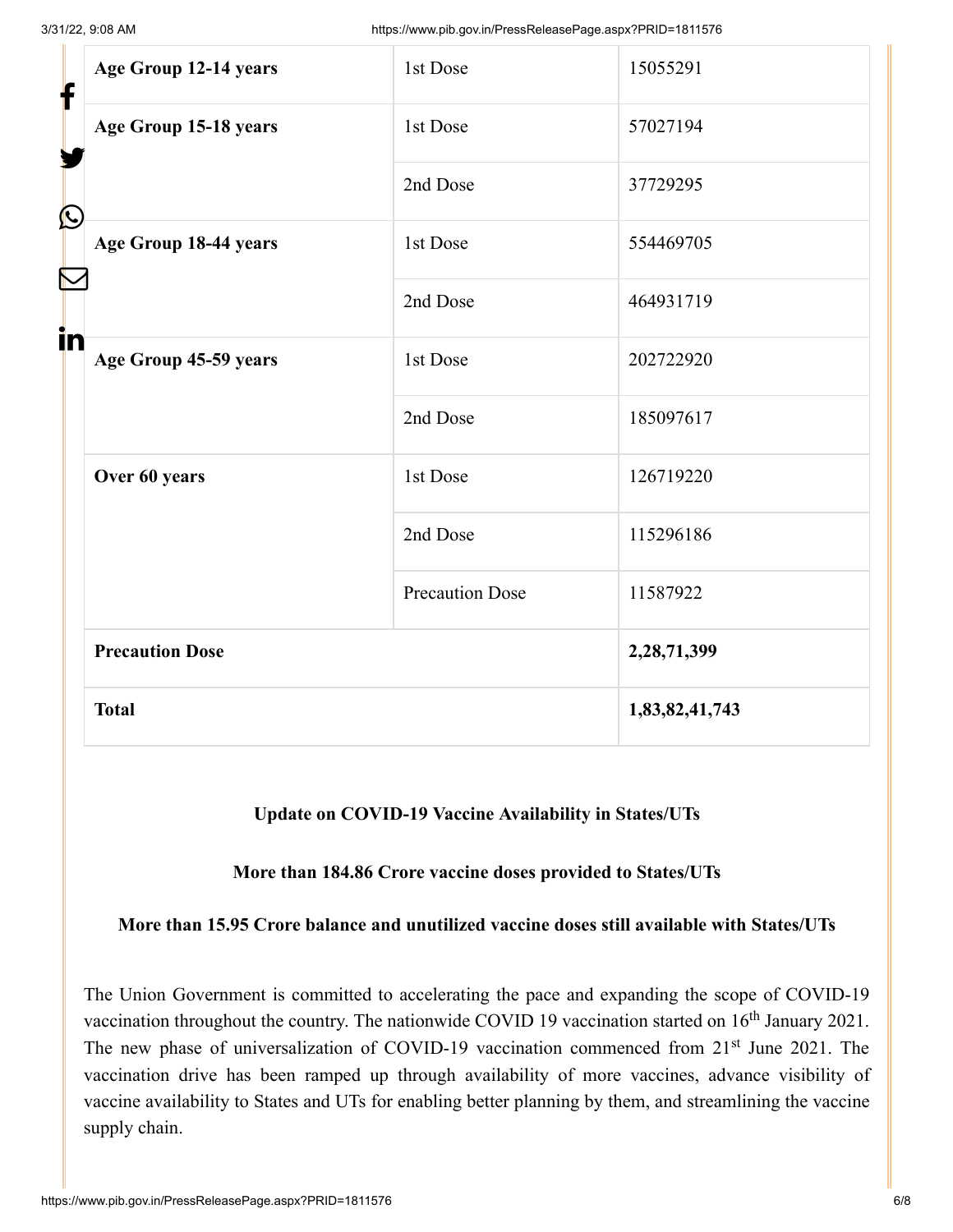| Age Group 12-14 years | 1st Dose | 15055291 |
|---|---|---|
| Age Group 15-18 years | 1st Dose | 57027194 |
| | 2nd Dose | 37729295 |
| Age Group 18-44 years | 1st Dose | 554469705 |
| | 2nd Dose | 464931719 |
| Age Group 45-59 years | 1st Dose | 202722920 |
| | 2nd Dose | 185097617 |
| Over 60 years | 1st Dose | 126719220 |
| | 2nd Dose | 115296186 |
| | Precaution Dose | 11587922 |
| **Precaution Dose** | | **2,28,71,399** |
| **Total** | | **1,83,82,41,743** |

**Update on COVID-19 Vaccine Availability in States/UTs**

**More than 184.86 Crore vaccine doses provided to States/UTs**

**More than 15.95 Crore balance and unutilized vaccine doses still available with States/UTs**

The Union Government is committed to accelerating the pace and expanding the scope of COVID-19 vaccination throughout the country. The nationwide COVID 19 vaccination started on 16th January 2021. The new phase of universalization of COVID-19 vaccination commenced from 21st June 2021. The vaccination drive has been ramped up through availability of more vaccines, advance visibility of vaccine availability to States and UTs for enabling better planning by them, and streamlining the vaccine supply chain.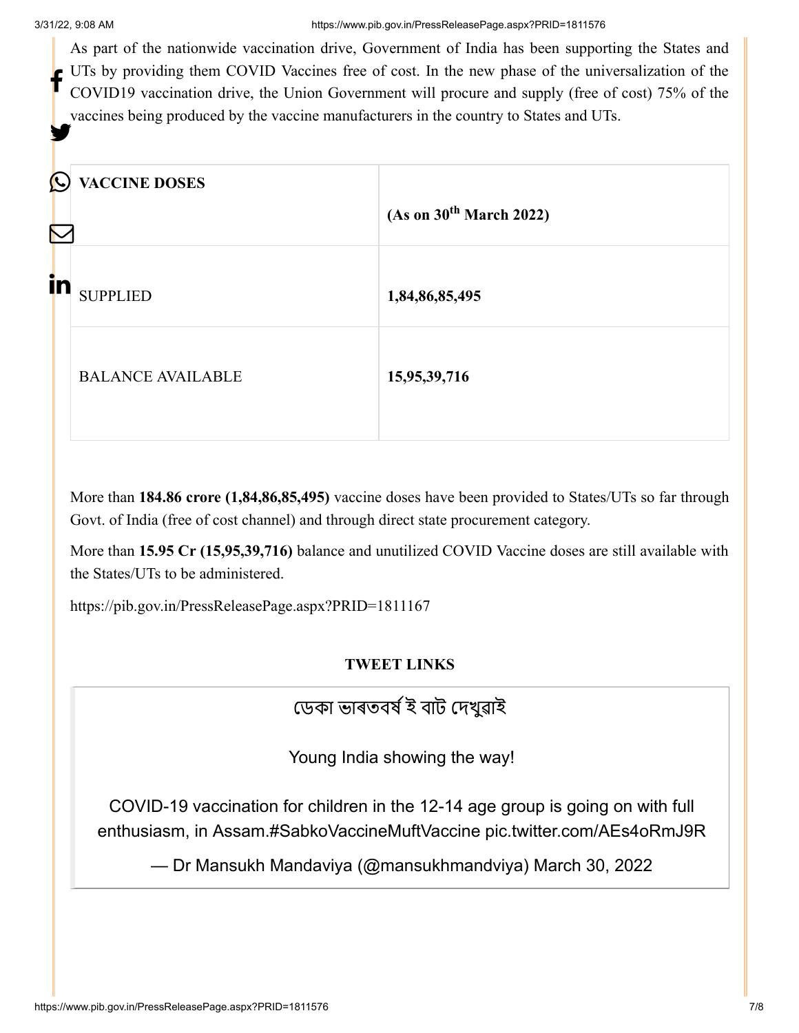As part of the nationwide vaccination drive, Government of India has been supporting the States and UTs by providing them COVID Vaccines free of cost. In the new phase of the universalization of the COVID19 vaccination drive, the Union Government will procure and supply (free of cost) 75% of the vaccines being produced by the vaccine manufacturers in the country to States and UTs.

| **VACCINE DOSES** | **(As on 30th March 2022)** |
|---|---|
| SUPPLIED | **1,84,86,85,495** |
| BALANCE AVAILABLE | **15,95,39,716** |

More than **184.86 crore (1,84,86,85,495)** vaccine doses have been provided to States/UTs so far through Govt. of India (free of cost channel) and through direct state procurement category.

More than **15.95 Cr (15,95,39,716)** balance and unutilized COVID Vaccine doses are still available with the States/UTs to be administered.

https://pib.gov.in/PressReleasePage.aspx?PRID=1811167

**TWEET LINKS**

> ডেকা ভাৰতবৰ্ষ ই বাট দেখুৱাই
>
> Young India showing the way!
>
> COVID-19 vaccination for children in the 12-14 age group is going on with full enthusiasm, in Assam.#SabkoVaccineMuftVaccine pic.twitter.com/AEs4oRmJ9R
>
> — Dr Mansukh Mandaviya (@mansukhmandviya) March 30, 2022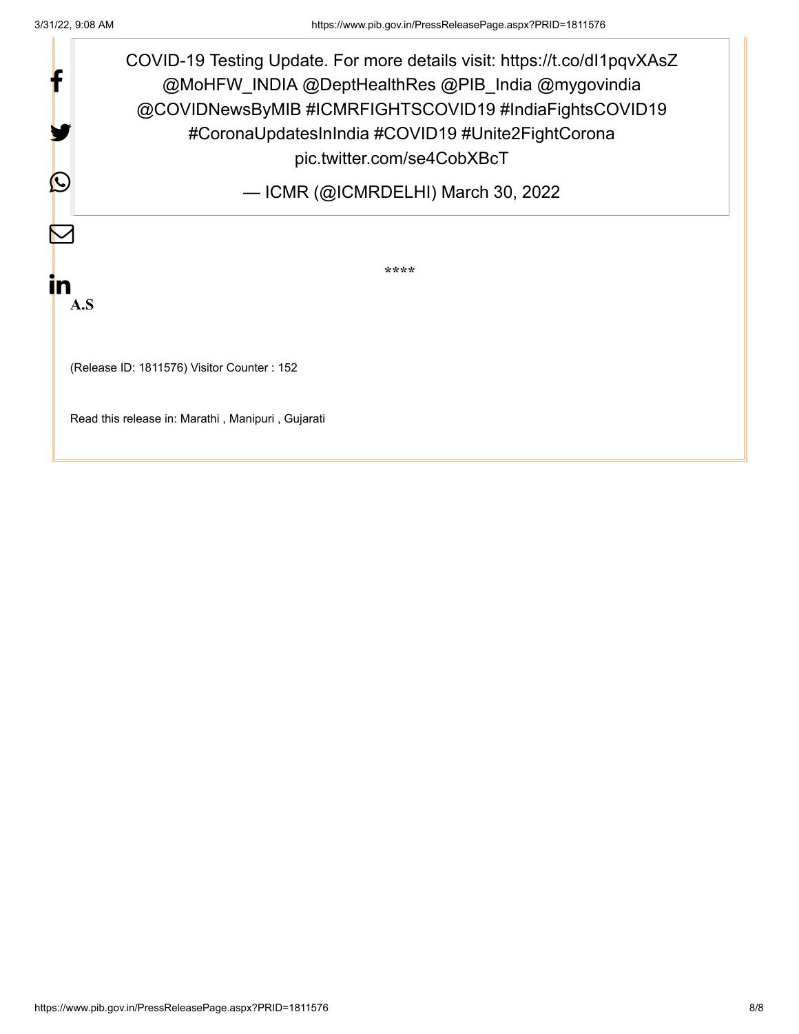COVID-19 Testing Update. For more details visit: https://t.co/dI1pqvXAsZ @MoHFW_INDIA @DeptHealthRes @PIB_India @mygovindia @COVIDNewsByMIB #ICMRFIGHTSCOVID19 #IndiaFightsCOVID19 #CoronaUpdatesInIndia #COVID19 #Unite2FightCorona pic.twitter.com/se4CobXBcT

— ICMR (@ICMRDELHI) March 30, 2022

****

**A.S**

(Release ID: 1811576) Visitor Counter : 152

Read this release in: Marathi , Manipuri , Gujarati